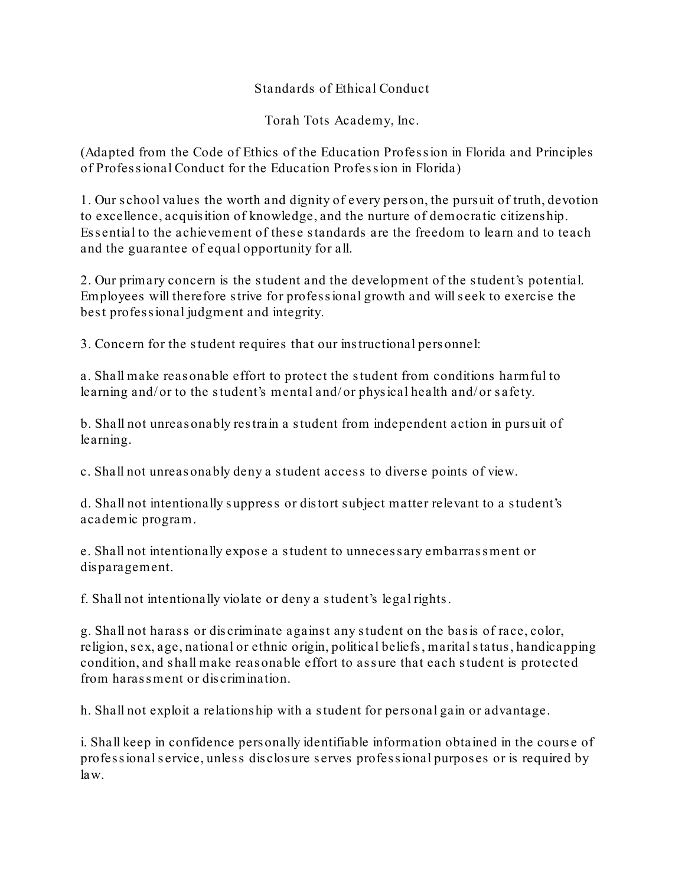# Standards of Ethical Conduct

## Torah Tots Academy, Inc.

(Adapted from the Code of Ethics of the Education Profession in Florida and Principles of Professional Conduct for the Education Profession in Florida)

1. Our school values the worth and dignity of every person, the pursuit of truth, devotion to excellence, acquisition of knowledge, and the nurture of democratic citizenship. Essential to the achievement of these standards are the freedom to learn and to teach and the guarantee of equal opportunity for all.

2. Our primary concern is the student and the development of the student's potential. Employees will therefore strive for professional growth and will seek to exercise the best professional judgment and integrity.

3. Concern for the student requires that our instructional personnel:

a. Shall make reasonable effort to protect the student from conditions harmful to learning and/or to the student's mental and/or physical health and/or safety.

b. Shall not unreasonably restrain a student from independent action in pursuit of learning.

c. Shall not unreasonably deny a student access to diverse points of view.

d. Shall not intentionally suppress or distort subject matter relevant to a student's academic program.

e. Shall not intentionally expose a student to unnecessary embarrassment or disparagement.

f. Shall not intentionally violate or deny a student's legal rights.

g. Shall not harass or discriminate against any student on the basis of race, color, religion, sex, age, national or ethnic origin, political beliefs, marital status, handicapping condition, and shall make reasonable effort to assure that each student is protected from harassment or discrimination.

h. Shall not exploit a relationship with a student for personal gain or advantage.

i. Shall keep in confidence personally identifiable information obtained in the course of professional service, unless disclosure serves professional purposes or is required by law.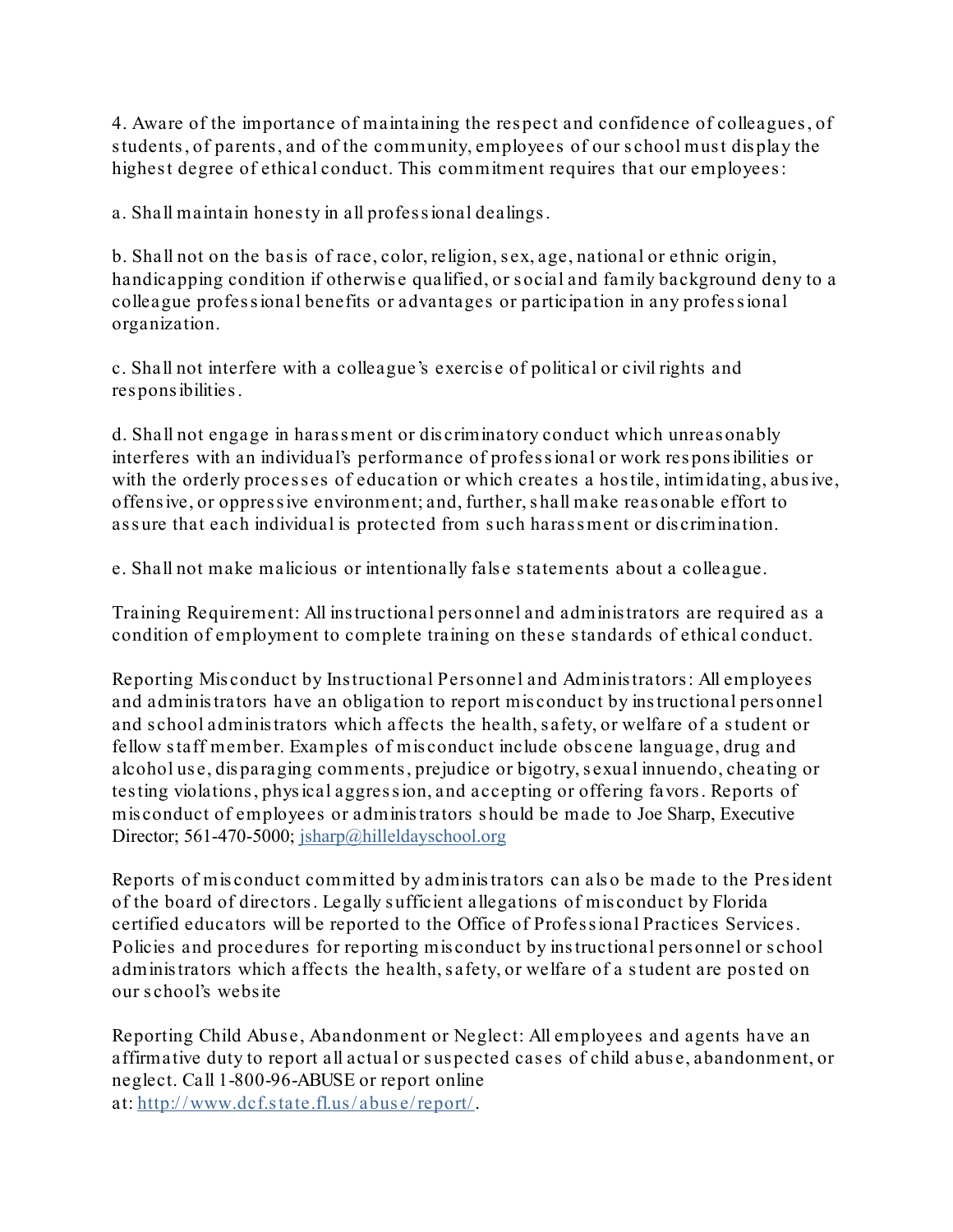4. Aware of the importance of maintaining the respect and confidence of colleagues, of students, of parents, and of the community, employees of our school must display the highest degree of ethical conduct. This commitment requires that our employees:

a. Shall maintain honesty in all professional dealings.

b. Shall not on the basis of race, color, religion, sex, age, national or ethnic origin, handicapping condition if otherwise qualified, or social and family background deny to a colleague professional benefits or advantages or participation in any professional organization.

c. Shall not interfere with a colleague's exercise of political or civil rights and responsibilities.

d. Shall not engage in harassment or discriminatory conduct which unreasonably interferes with an individual's performance of professional or work responsibilities or with the orderly processes of education or which creates a hostile, intimidating, abusive, offensive, or oppressive environment; and, further, shall make reasonable effort to assure that each individual is protected from such harassment or discrimination.

e. Shall not make malicious or intentionally false statements about a colleague.

Training Requirement: All instructional personnel and administrators are required as a condition of employment to complete training on these standards of ethical conduct.

Reporting Misconduct by Instructional Personnel and Administrators: All employees and administrators have an obligation to report misconduct by instructional personnel and school administrators which affects the health, safety, or welfare of a student or fellow staff member. Examples of misconduct include obscene language, drug and alcohol use, disparaging comments, prejudice or bigotry, sexual innuendo, cheating or testing violations, physical aggression, and accepting or offering favors. Reports of misconduct of employees or administrators should be made to Joe Sharp, Executive Director; 561-470-5000; jsharp@hilleldayschool.org

Reports of misconduct committed by administrators can also be made to the President of the board of directors. Legally sufficient allegations of misconduct by Florida certified educators will be reported to the Office of Professional Practices Services. Policies and procedures for reporting misconduct by instructional personnel or school administrators which affects the health, safety, or welfare of a student are posted on our school's website

Reporting Child Abuse, Abandonment or Neglect: All employees and agents have an affirmative duty to report all actual or suspected cases of child abuse, abandonment, or neglect. Call 1-800-96-ABUSE or report online at: http://www.dcf.state.fl.us/abuse/report/.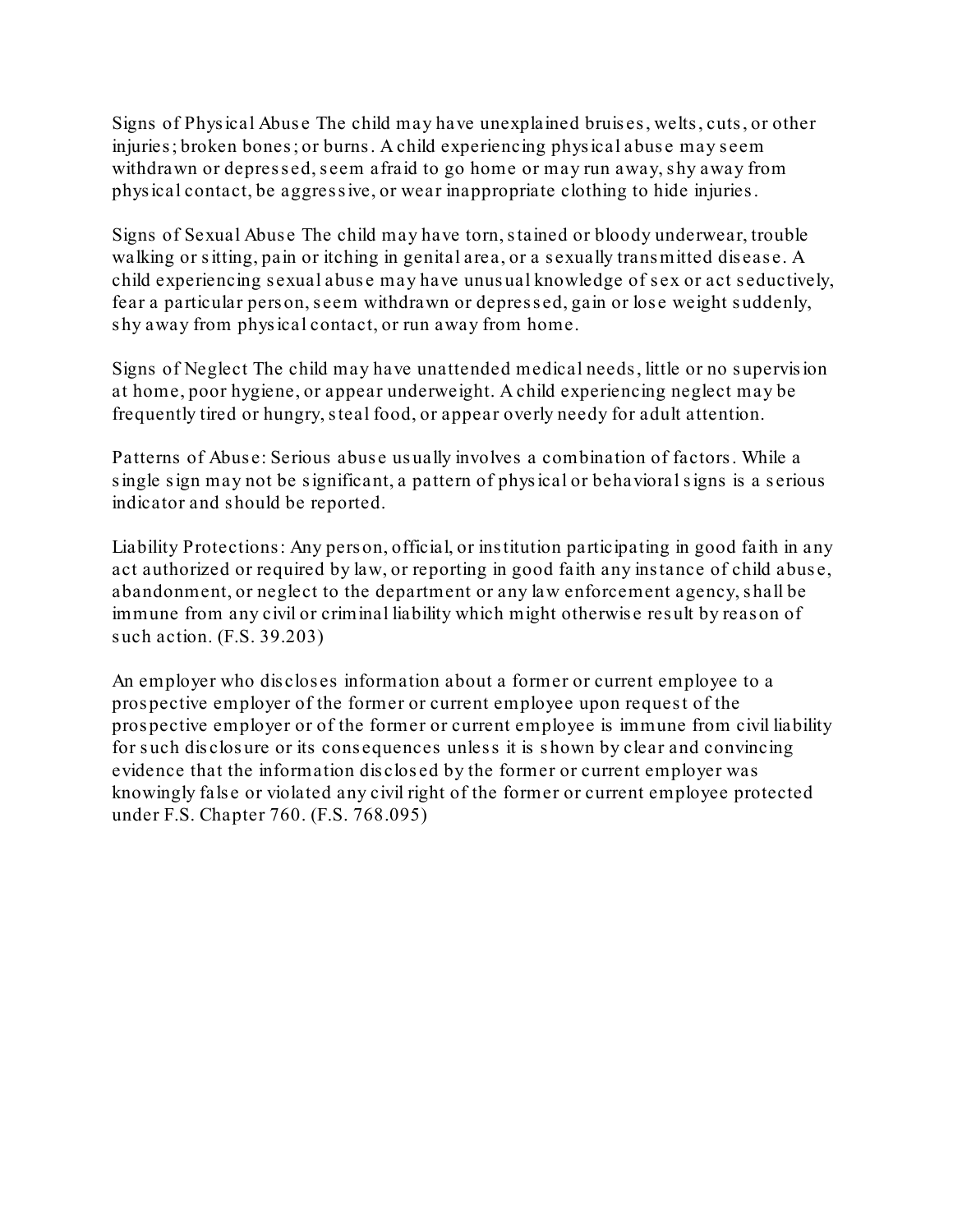Signs of Physical Abuse The child may have unexplained bruises, welts, cuts, or other injuries; broken bones; or burns. A child experiencing physical abuse may seem withdrawn or depressed, seem afraid to go home or may run away, shy away from physical contact, be aggressive, or wear inappropriate clothing to hide injuries.

Signs of Sexual Abuse The child may have torn, stained or bloody underwear, trouble walking or sitting, pain or itching in genital area, or a sexually transmitted disease. A child experiencing sexual abuse may have unusual knowledge of sex or act seductively, fear a particular person, seem withdrawn or depressed, gain or lose weight suddenly, shy away from physical contact, or run away from home.

Signs of Neglect The child may have unattended medical needs, little or no supervision at home, poor hygiene, or appear underweight. A child experiencing neglect may be frequently tired or hungry, steal food, or appear overly needy for adult attention.

Patterns of Abuse: Serious abuse usually involves a combination of factors. While a single sign may not be significant, a pattern of physical or behavioral signs is a serious indicator and should be reported.

Liability Protections: Any person, official, or institution participating in good faith in any act authorized or required by law, or reporting in good faith any instance of child abuse, abandonment, or neglect to the department or any law enforcement agency, shall be immune from any civil or criminal liability which might otherwise result by reason of such action. (F.S. 39.203)

An employer who discloses information about a former or current employee to a prospective employer of the former or current employee upon request of the prospective employer or of the former or current employee is immune from civil liability for such disclosure or its consequences unless it is shown by clear and convincing evidence that the information disclosed by the former or current employer was knowingly false or violated any civil right of the former or current employee protected under F.S. Chapter 760. (F.S. 768.095)